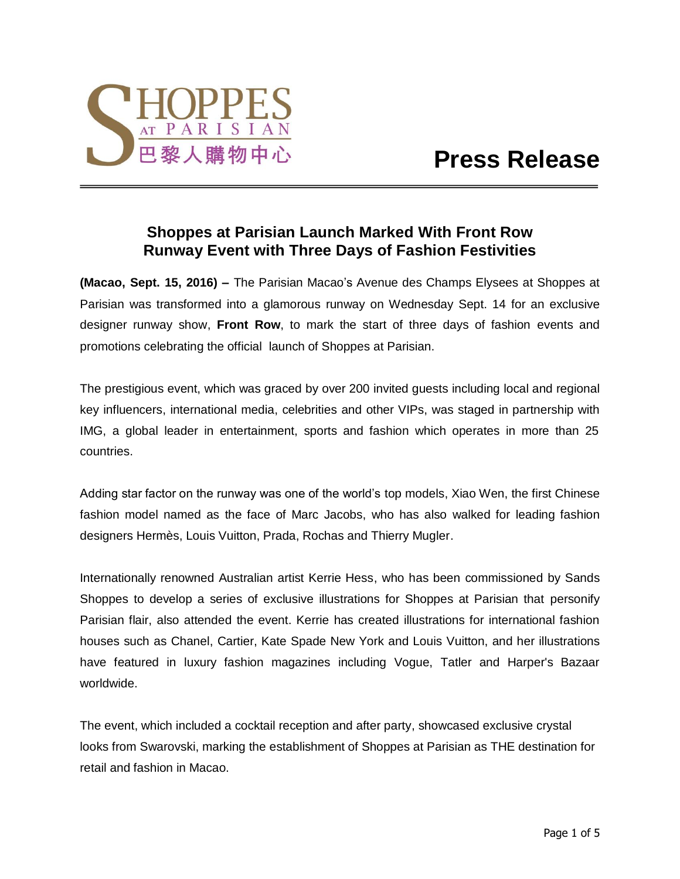SHOPPES AT PARISIAN 巴黎人購物中心

# Press Release

## Shoppes at Parisian Launch Marked With Front Row Runway Event with Three Days of Fashion Festivities

**(Macao, Sept. 15, 2016) –** The Parisian Macao's Avenue des Champs Elysees at Shoppes at Parisian was transformed into a glamorous runway on Wednesday Sept. 14 for an exclusive designer runway show, **Front Row**, to mark the start of three days of fashion events and promotions celebrating the official launch of Shoppes at Parisian.

The prestigious event, which was graced by over 200 invited guests including local and regional key influencers, international media, celebrities and other VIPs, was staged in partnership with IMG, a global leader in entertainment, sports and fashion which operates in more than 25 countries.

Adding star factor on the runway was one of the world's top models, Xiao Wen, the first Chinese fashion model named as the face of Marc Jacobs, who has also walked for leading fashion designers Hermès, Louis Vuitton, Prada, Rochas and Thierry Mugler.

Internationally renowned Australian artist Kerrie Hess, who has been commissioned by Sands Shoppes to develop a series of exclusive illustrations for Shoppes at Parisian that personify Parisian flair, also attended the event. Kerrie has created illustrations for international fashion houses such as Chanel, Cartier, Kate Spade New York and Louis Vuitton, and her illustrations have featured in luxury fashion magazines including Vogue, Tatler and Harper's Bazaar worldwide.

The event, which included a cocktail reception and after party, showcased exclusive crystal looks from Swarovski, marking the establishment of Shoppes at Parisian as THE destination for retail and fashion in Macao.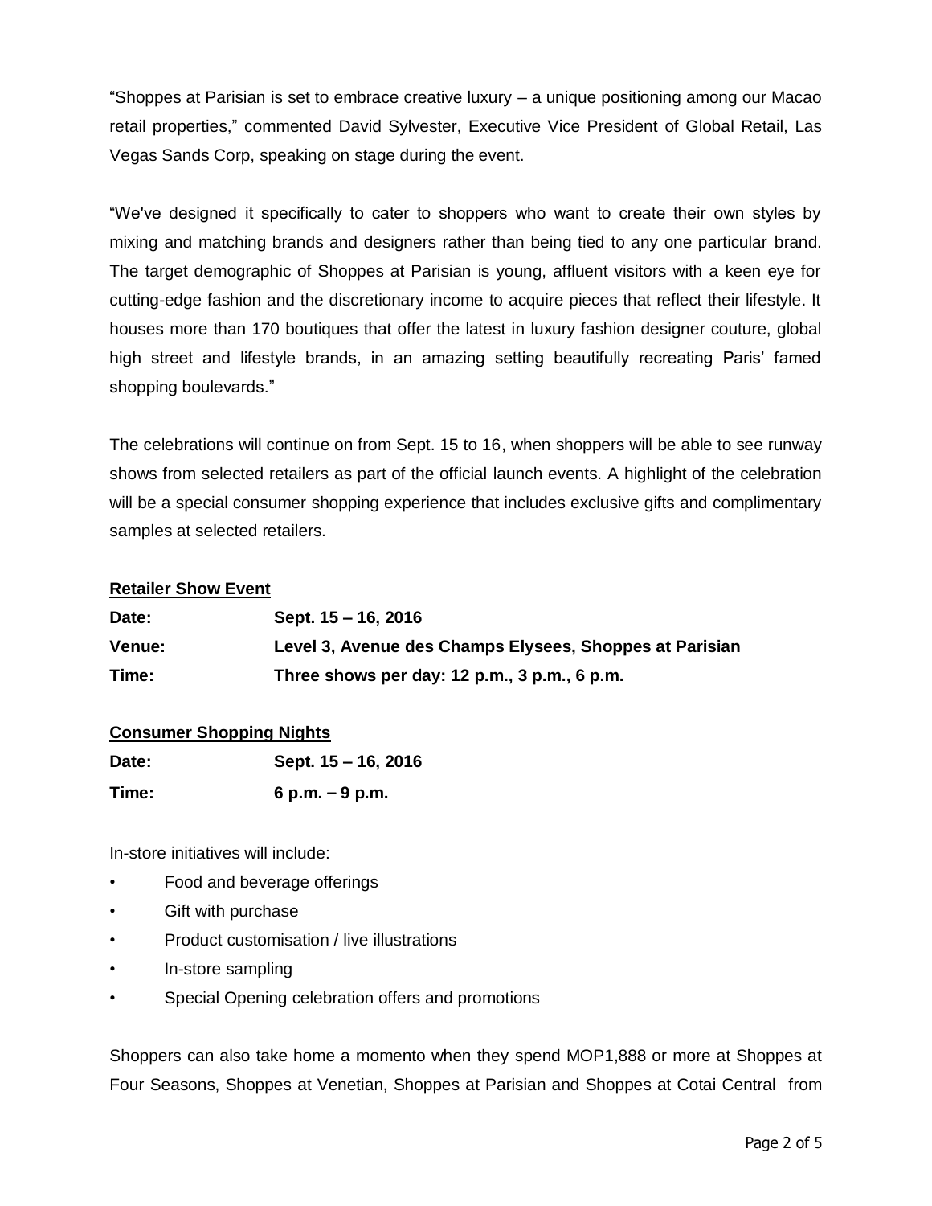"Shoppes at Parisian is set to embrace creative luxury – a unique positioning among our Macao retail properties," commented David Sylvester, Executive Vice President of Global Retail, Las Vegas Sands Corp, speaking on stage during the event.

"We've designed it specifically to cater to shoppers who want to create their own styles by mixing and matching brands and designers rather than being tied to any one particular brand. The target demographic of Shoppes at Parisian is young, affluent visitors with a keen eye for cutting-edge fashion and the discretionary income to acquire pieces that reflect their lifestyle. It houses more than 170 boutiques that offer the latest in luxury fashion designer couture, global high street and lifestyle brands, in an amazing setting beautifully recreating Paris' famed shopping boulevards."

The celebrations will continue on from Sept. 15 to 16, when shoppers will be able to see runway shows from selected retailers as part of the official launch events. A highlight of the celebration will be a special consumer shopping experience that includes exclusive gifts and complimentary samples at selected retailers.

**Retailer Show Event**

**Date:** Sept. 15 – 16, 2016

**Venue:** Level 3, Avenue des Champs Elysees, Shoppes at Parisian

**Time:** Three shows per day: 12 p.m., 3 p.m., 6 p.m.

**Consumer Shopping Nights**

**Date:** Sept. 15 – 16, 2016

**Time:** 6 p.m. – 9 p.m.

In-store initiatives will include:

- Food and beverage offerings
- Gift with purchase
- Product customisation / live illustrations
- In-store sampling
- Special Opening celebration offers and promotions

Shoppers can also take home a momento when they spend MOP1,888 or more at Shoppes at Four Seasons, Shoppes at Venetian, Shoppes at Parisian and Shoppes at Cotai Central from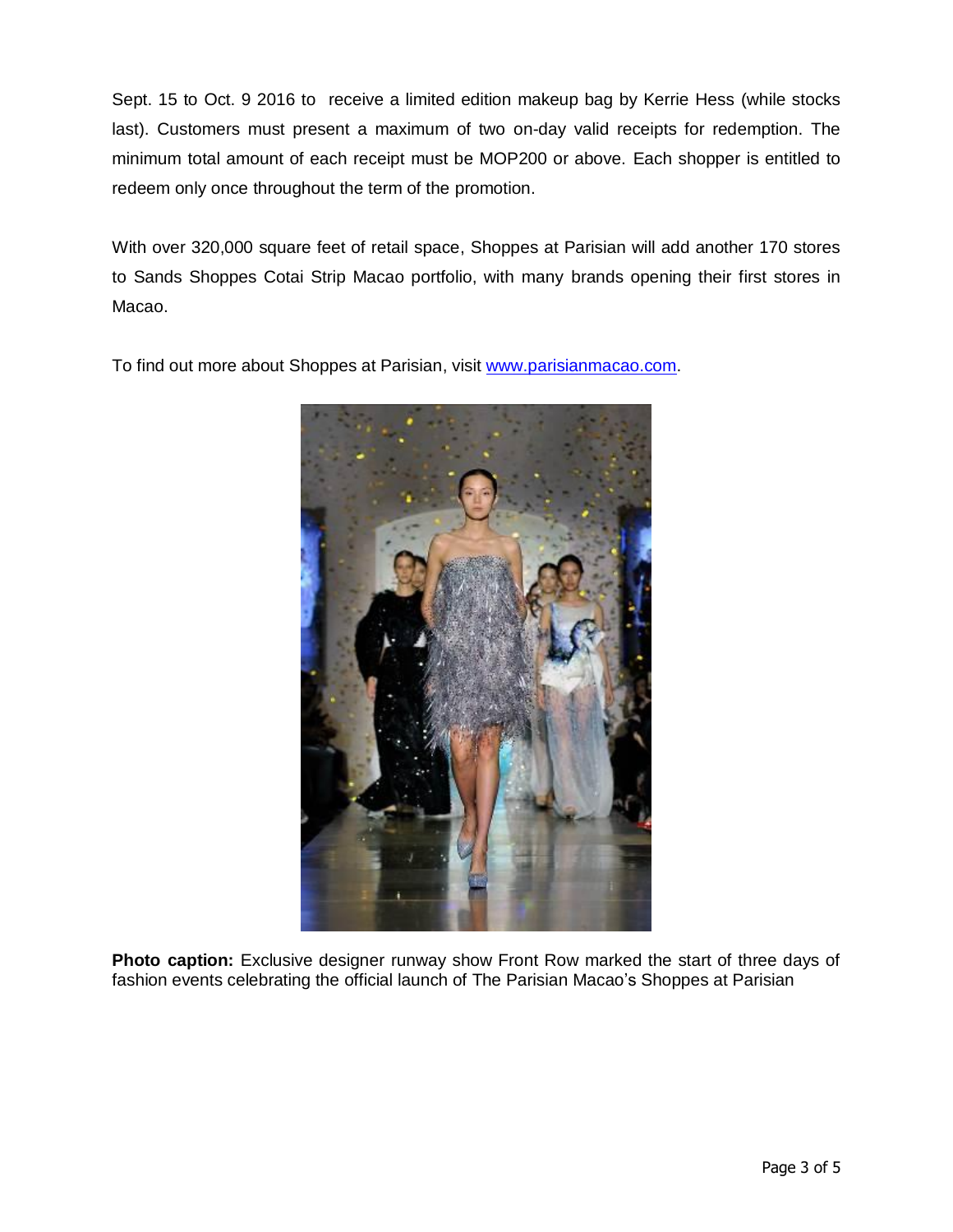Sept. 15 to Oct. 9 2016 to receive a limited edition makeup bag by Kerrie Hess (while stocks last). Customers must present a maximum of two on-day valid receipts for redemption. The minimum total amount of each receipt must be MOP200 or above. Each shopper is entitled to redeem only once throughout the term of the promotion.

With over 320,000 square feet of retail space, Shoppes at Parisian will add another 170 stores to Sands Shoppes Cotai Strip Macao portfolio, with many brands opening their first stores in Macao.

To find out more about Shoppes at Parisian, visit [www.parisianmacao.com](http://www.parisianmacao.com).

**Photo caption:** Exclusive designer runway show Front Row marked the start of three days of fashion events celebrating the official launch of The Parisian Macao's Shoppes at Parisian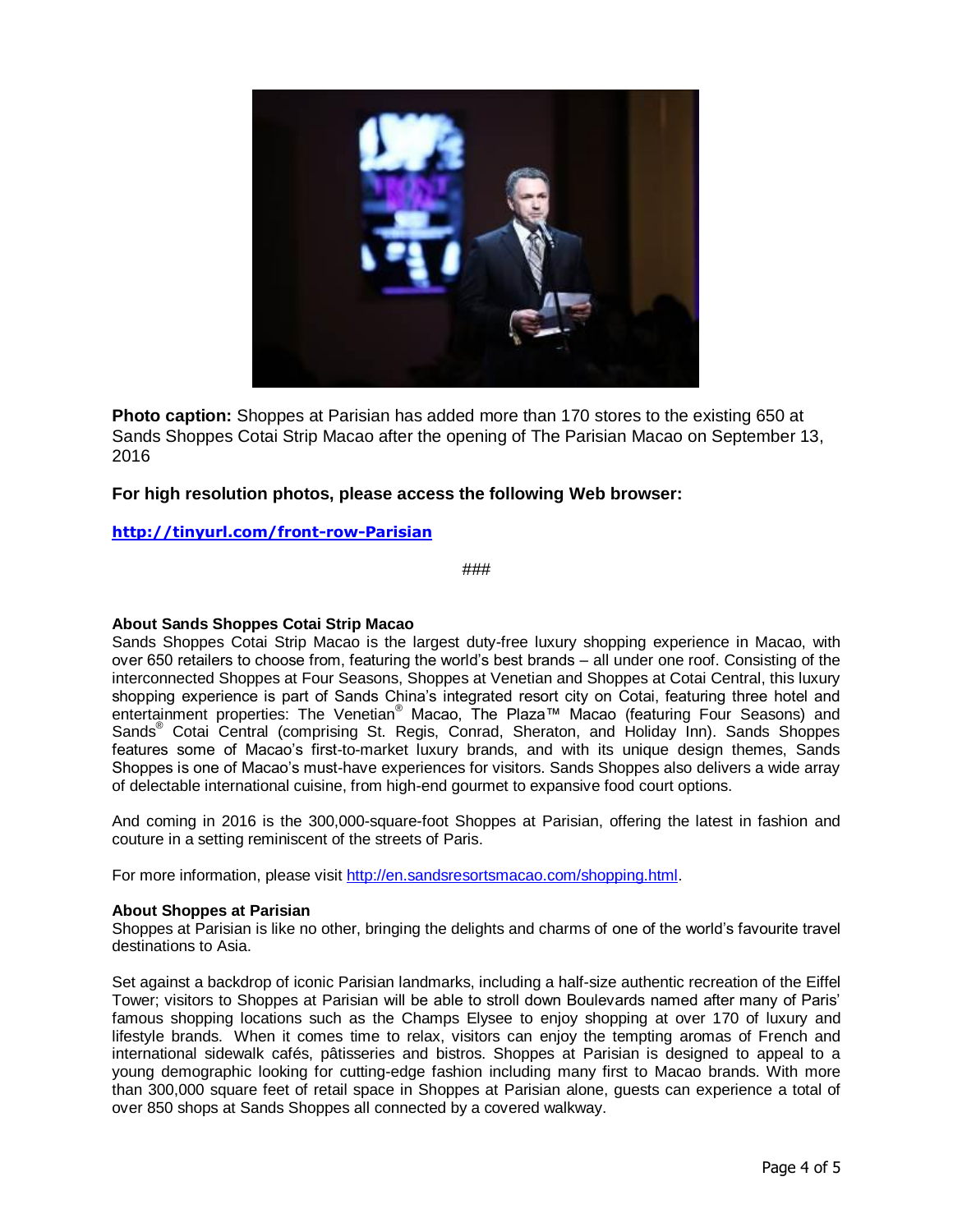**Photo caption:** Shoppes at Parisian has added more than 170 stores to the existing 650 at Sands Shoppes Cotai Strip Macao after the opening of The Parisian Macao on September 13, 2016

**For high resolution photos, please access the following Web browser:**

**http://tinyurl.com/front-row-Parisian**

###

**About Sands Shoppes Cotai Strip Macao**

Sands Shoppes Cotai Strip Macao is the largest duty-free luxury shopping experience in Macao, with over 650 retailers to choose from, featuring the world's best brands – all under one roof. Consisting of the interconnected Shoppes at Four Seasons, Shoppes at Venetian and Shoppes at Cotai Central, this luxury shopping experience is part of Sands China's integrated resort city on Cotai, featuring three hotel and entertainment properties: The Venetian® Macao, The Plaza™ Macao (featuring Four Seasons) and Sands® Cotai Central (comprising St. Regis, Conrad, Sheraton, and Holiday Inn). Sands Shoppes features some of Macao's first-to-market luxury brands, and with its unique design themes, Sands Shoppes is one of Macao's must-have experiences for visitors. Sands Shoppes also delivers a wide array of delectable international cuisine, from high-end gourmet to expansive food court options.

And coming in 2016 is the 300,000-square-foot Shoppes at Parisian, offering the latest in fashion and couture in a setting reminiscent of the streets of Paris.

For more information, please visit http://en.sandsresortsmacao.com/shopping.html.

**About Shoppes at Parisian**

Shoppes at Parisian is like no other, bringing the delights and charms of one of the world's favourite travel destinations to Asia.

Set against a backdrop of iconic Parisian landmarks, including a half-size authentic recreation of the Eiffel Tower; visitors to Shoppes at Parisian will be able to stroll down Boulevards named after many of Paris' famous shopping locations such as the Champs Elysee to enjoy shopping at over 170 of luxury and lifestyle brands. When it comes time to relax, visitors can enjoy the tempting aromas of French and international sidewalk cafés, pâtisseries and bistros. Shoppes at Parisian is designed to appeal to a young demographic looking for cutting-edge fashion including many first to Macao brands. With more than 300,000 square feet of retail space in Shoppes at Parisian alone, guests can experience a total of over 850 shops at Sands Shoppes all connected by a covered walkway.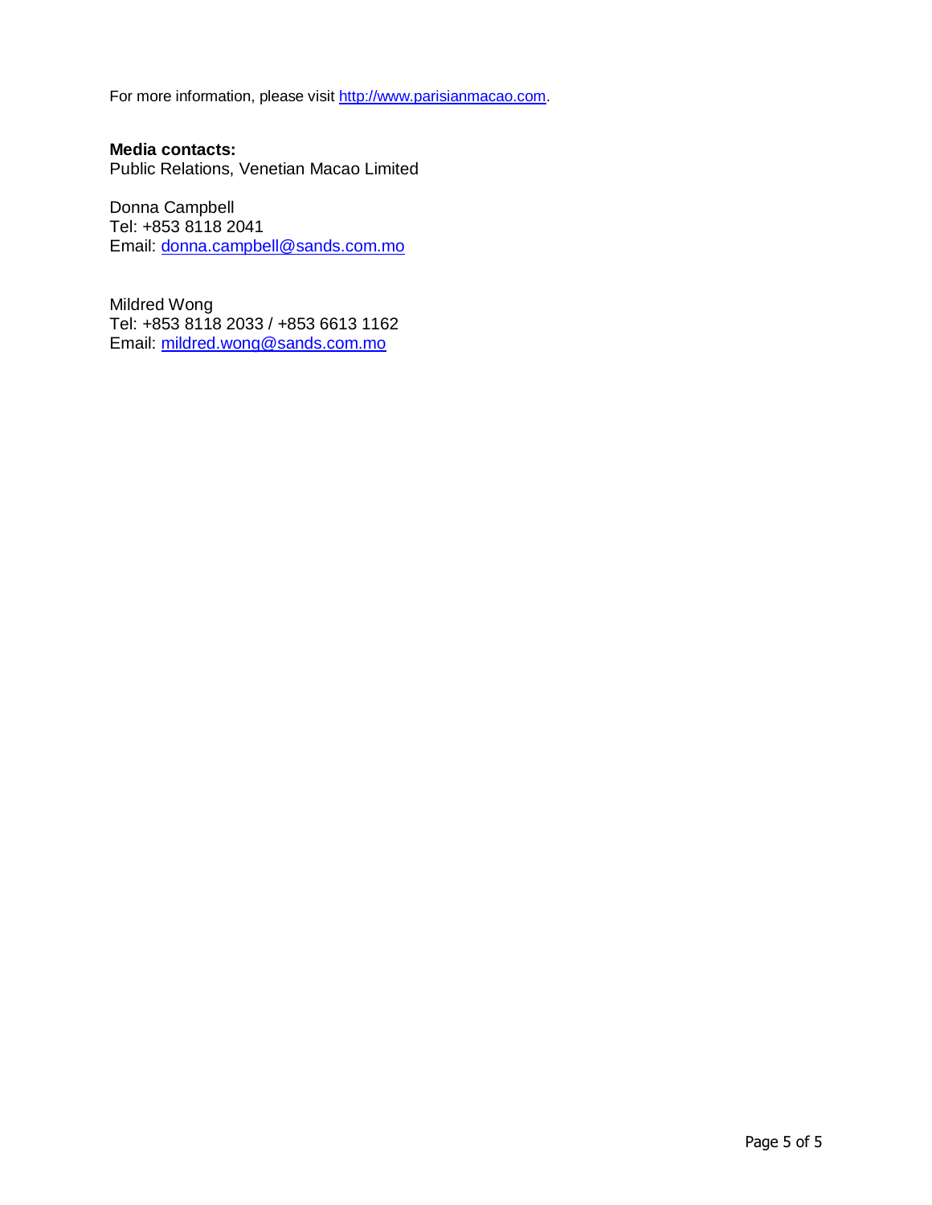For more information, please visit http://www.parisianmacao.com.

**Media contacts:**
Public Relations, Venetian Macao Limited

Donna Campbell
Tel: +853 8118 2041
Email: donna.campbell@sands.com.mo

Mildred Wong
Tel: +853 8118 2033 / +853 6613 1162
Email: mildred.wong@sands.com.mo